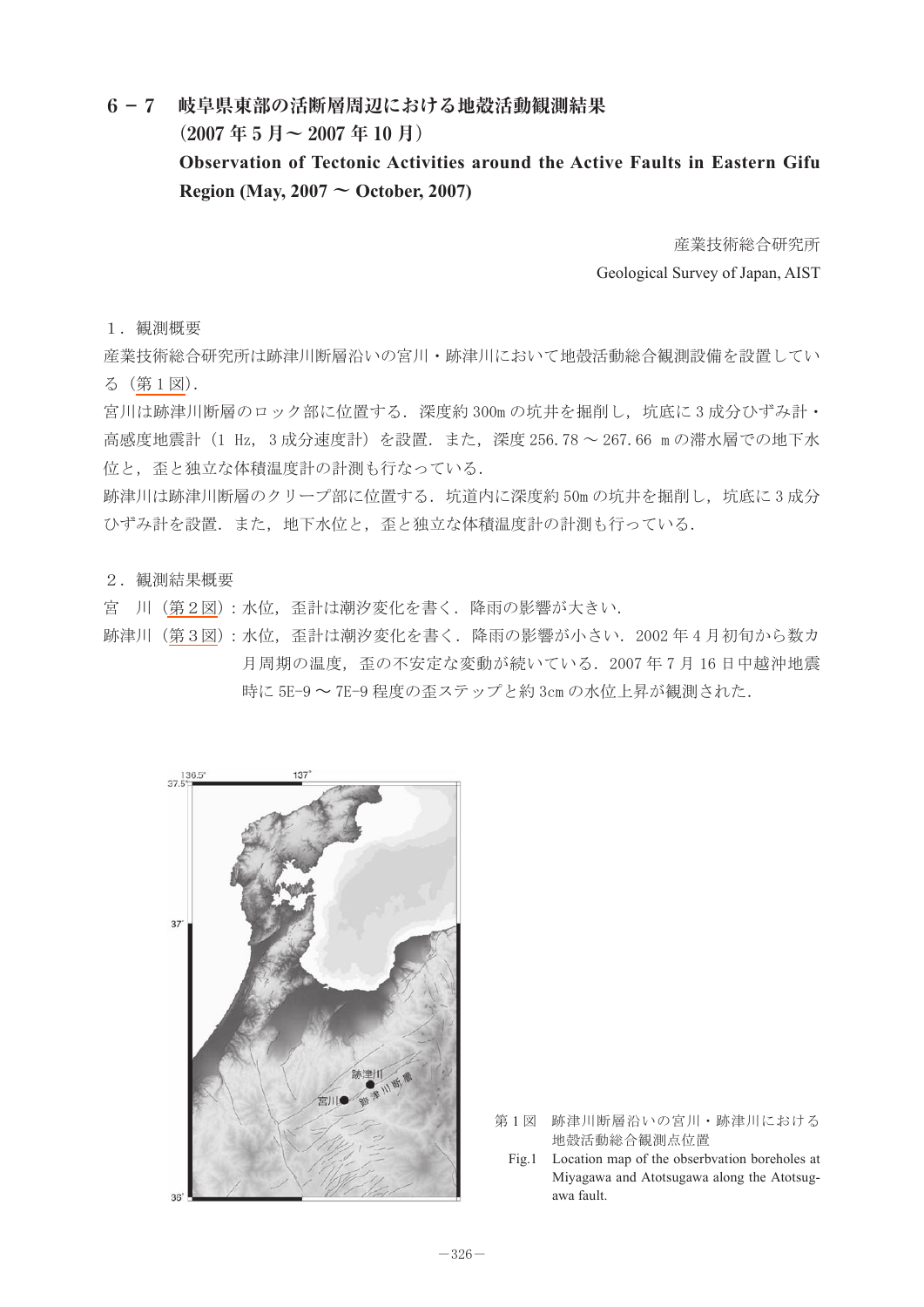# 6－7　岐阜県東部の活断層周辺における地殻活動観測結果（2007 年 5 月～ 2007 年 10 月）

# Observation of Tectonic Activities around the Active Faults in Eastern Gifu Region (May, 2007 ～ October, 2007)

産業技術総合研究所

Geological Survey of Japan, AIST

## １．観測概要

産業技術総合研究所は跡津川断層沿いの宮川・跡津川において地殻活動総合観測設備を設置している（第１図）．

宮川は跡津川断層のロック部に位置する．深度約 300m の坑井を掘削し，坑底に 3 成分ひずみ計・高感度地震計（1 Hz，3 成分速度計）を設置．また，深度 256.78 ～ 267.66 m の滞水層での地下水位と，歪と独立な体積温度計の計測も行なっている．

跡津川は跡津川断層のクリープ部に位置する．坑道内に深度約 50m の坑井を掘削し，坑底に 3 成分ひずみ計を設置．また，地下水位と，歪と独立な体積温度計の計測も行っている．

## ２．観測結果概要

宮　川（第２図）：水位，歪計は潮汐変化を書く．降雨の影響が大きい．

跡津川（第３図）：水位，歪計は潮汐変化を書く．降雨の影響が小さい．2002 年 4 月初旬から数カ月周期の温度，歪の不安定な変動が続いている．2007 年 7 月 16 日中越沖地震時に 5E-9 ～ 7E-9 程度の歪ステップと約 3cm の水位上昇が観測された．

第１図　跡津川断層沿いの宮川・跡津川における地殻活動総合観測点位置

Fig.1　Location map of the obserbvation boreholes at Miyagawa and Atotsugawa along the Atotsugawa fault.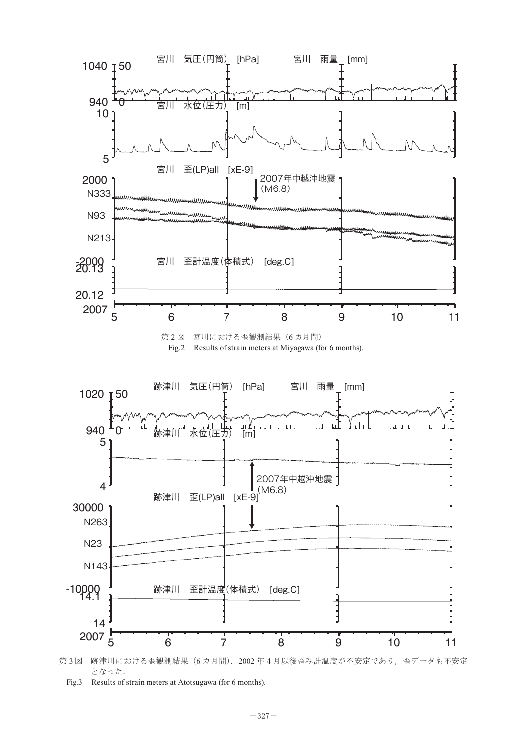宮川　気圧(円筒)　[hPa]　　宮川　雨量　[mm]

1040 50

940 0

宮川　水位(圧力)　[m]

10

5

宮川　歪(LP)all　[xE-9]

2007年中越沖地震 (M6.8)

2000

N333

N93

N213

-2000

宮川　歪計温度(体積式)　[deg.C]

20.13

20.12

2007 5 6 7 8 9 10 11

第 2 図　宮川における歪観測結果（6 カ月間）

Fig.2　Results of strain meters at Miyagawa (for 6 months).

跡津川　気圧(円筒)　[hPa]　　宮川　雨量　[mm]

1020 50

940 0

跡津川　水位(圧力)　[m]

5

4

2007年中越沖地震 (M6.8)

跡津川　歪(LP)all　[xE-9]

30000

N263

N23

N143

-10000

跡津川　歪計温度(体積式)　[deg.C]

14.1

14

2007 5 6 7 8 9 10 11

第 3 図　跡津川における歪観測結果（6 カ月間）．2002 年 4 月以後歪み計温度が不安定であり，歪データも不安定となった．

Fig.3　Results of strain meters at Atotsugawa (for 6 months).